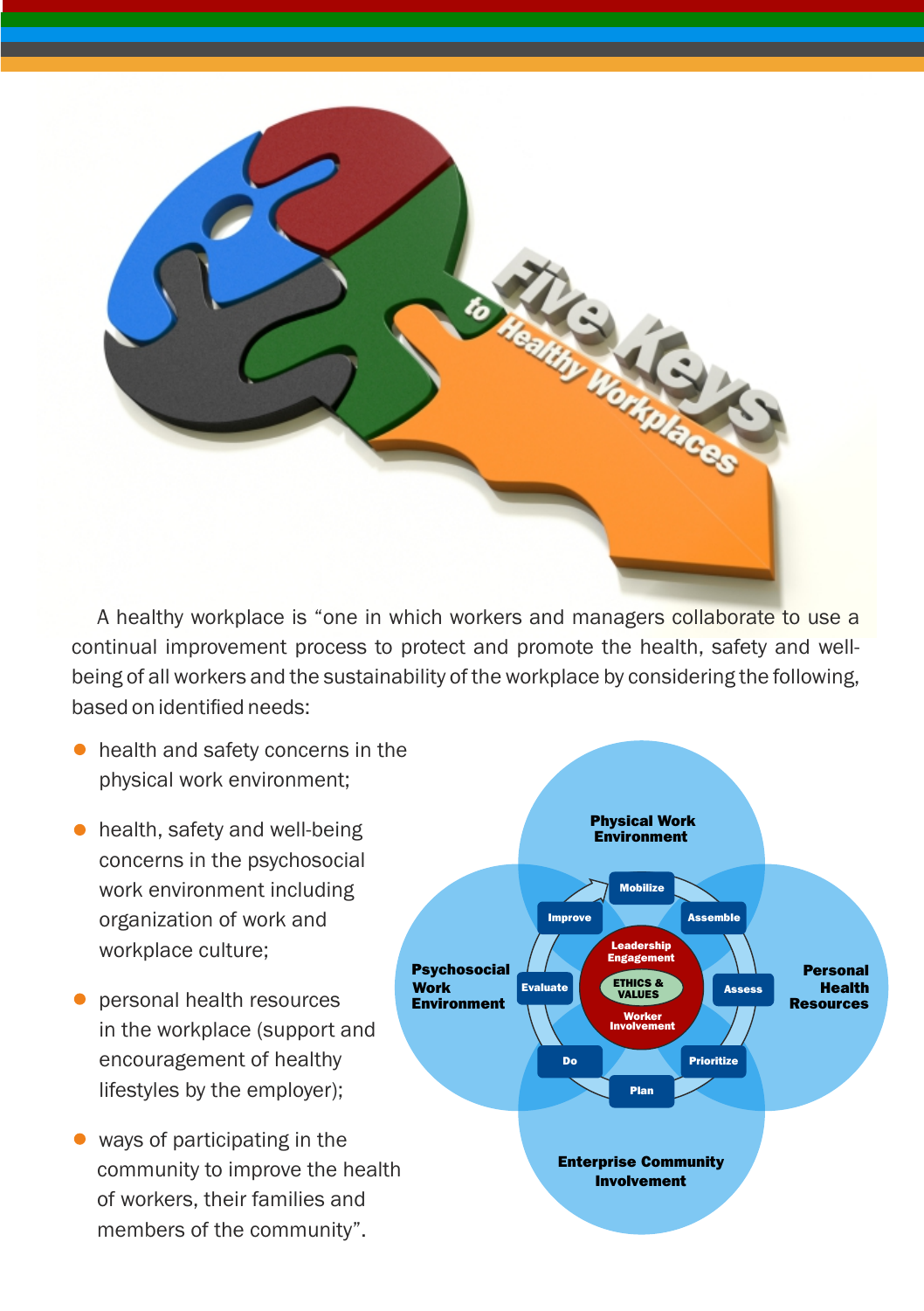# Five Keys to Healthy Workplaces

A healthy workplace is "one in which workers and managers collaborate to use a continual improvement process to protect and promote the health, safety and well-being of all workers and the sustainability of the workplace by considering the following, based on identified needs:

- health and safety concerns in the physical work environment;
- health, safety and well-being concerns in the psychosocial work environment including organization of work and workplace culture;
- personal health resources in the workplace (support and encouragement of healthy lifestyles by the employer);
- ways of participating in the community to improve the health of workers, their families and members of the community".

Physical Work Environment

Psychosocial Work Environment

Personal Health Resources

Enterprise Community Involvement

Mobilize · Assemble · Assess · Prioritize · Plan · Do · Evaluate · Improve

Leadership Engagement

ETHICS & VALUES

Worker Involvement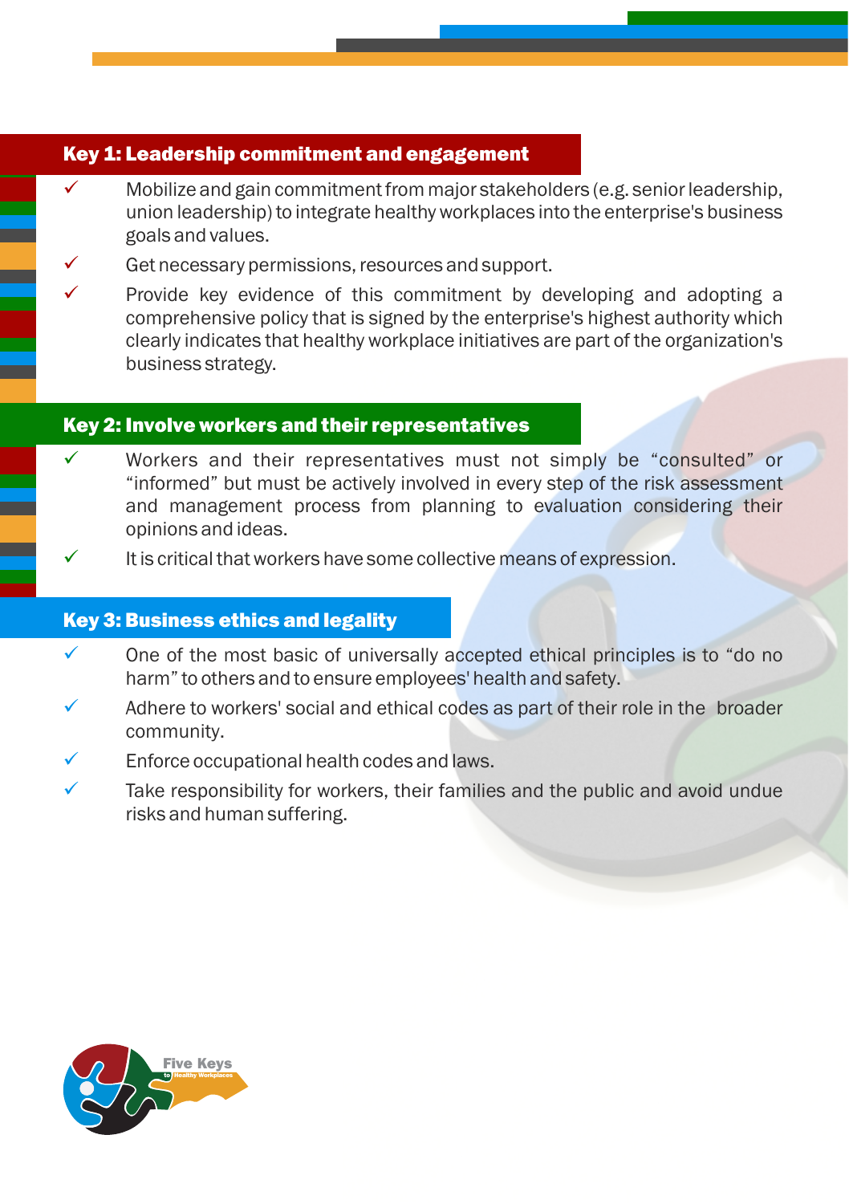## Key 1: Leadership commitment and engagement

- ✓ Mobilize and gain commitment from major stakeholders (e.g. senior leadership, union leadership) to integrate healthy workplaces into the enterprise's business goals and values.
- ✓ Get necessary permissions, resources and support.
- ✓ Provide key evidence of this commitment by developing and adopting a comprehensive policy that is signed by the enterprise's highest authority which clearly indicates that healthy workplace initiatives are part of the organization's business strategy.

## Key 2: Involve workers and their representatives

- ✓ Workers and their representatives must not simply be "consulted" or "informed" but must be actively involved in every step of the risk assessment and management process from planning to evaluation considering their opinions and ideas.
- ✓ It is critical that workers have some collective means of expression.

## Key 3: Business ethics and legality

- ✓ One of the most basic of universally accepted ethical principles is to "do no harm" to others and to ensure employees' health and safety.
- ✓ Adhere to workers' social and ethical codes as part of their role in the broader community.
- ✓ Enforce occupational health codes and laws.
- ✓ Take responsibility for workers, their families and the public and avoid undue risks and human suffering.

Five Keys to Healthy Workplaces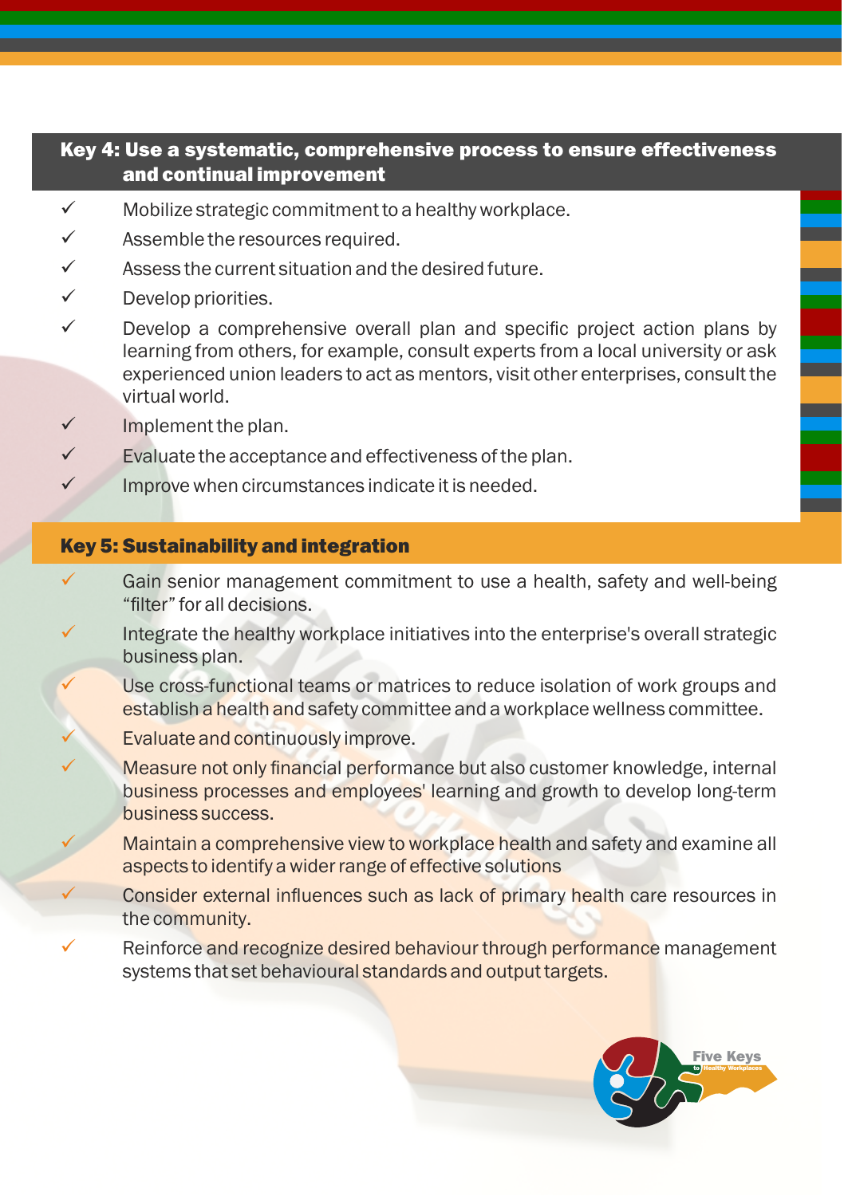## Key 4: Use a systematic, comprehensive process to ensure effectiveness and continual improvement

- ✓ Mobilize strategic commitment to a healthy workplace.
- ✓ Assemble the resources required.
- ✓ Assess the current situation and the desired future.
- ✓ Develop priorities.
- ✓ Develop a comprehensive overall plan and specific project action plans by learning from others, for example, consult experts from a local university or ask experienced union leaders to act as mentors, visit other enterprises, consult the virtual world.
- ✓ Implement the plan.
- ✓ Evaluate the acceptance and effectiveness of the plan.
- ✓ Improve when circumstances indicate it is needed.

## Key 5: Sustainability and integration

- ✓ Gain senior management commitment to use a health, safety and well-being "filter" for all decisions.
- ✓ Integrate the healthy workplace initiatives into the enterprise's overall strategic business plan.
- ✓ Use cross-functional teams or matrices to reduce isolation of work groups and establish a health and safety committee and a workplace wellness committee.
- ✓ Evaluate and continuously improve.
- ✓ Measure not only financial performance but also customer knowledge, internal business processes and employees' learning and growth to develop long-term business success.
- ✓ Maintain a comprehensive view to workplace health and safety and examine all aspects to identify a wider range of effective solutions
- ✓ Consider external influences such as lack of primary health care resources in the community.
- ✓ Reinforce and recognize desired behaviour through performance management systems that set behavioural standards and output targets.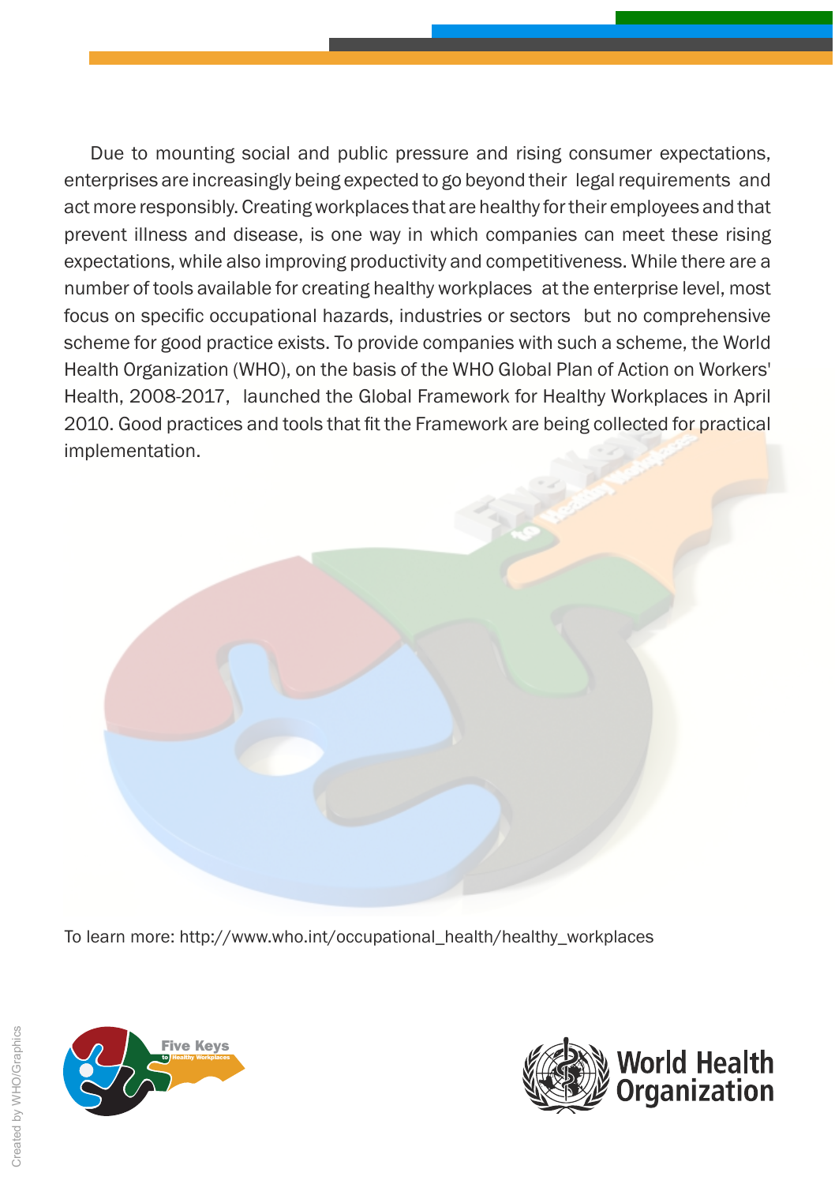Due to mounting social and public pressure and rising consumer expectations, enterprises are increasingly being expected to go beyond their legal requirements and act more responsibly. Creating workplaces that are healthy for their employees and that prevent illness and disease, is one way in which companies can meet these rising expectations, while also improving productivity and competitiveness. While there are a number of tools available for creating healthy workplaces at the enterprise level, most focus on specific occupational hazards, industries or sectors but no comprehensive scheme for good practice exists. To provide companies with such a scheme, the World Health Organization (WHO), on the basis of the WHO Global Plan of Action on Workers' Health, 2008-2017, launched the Global Framework for Healthy Workplaces in April 2010. Good practices and tools that fit the Framework are being collected for practical implementation.

To learn more: http://www.who.int/occupational_health/healthy_workplaces

Created by WHO/Graphics